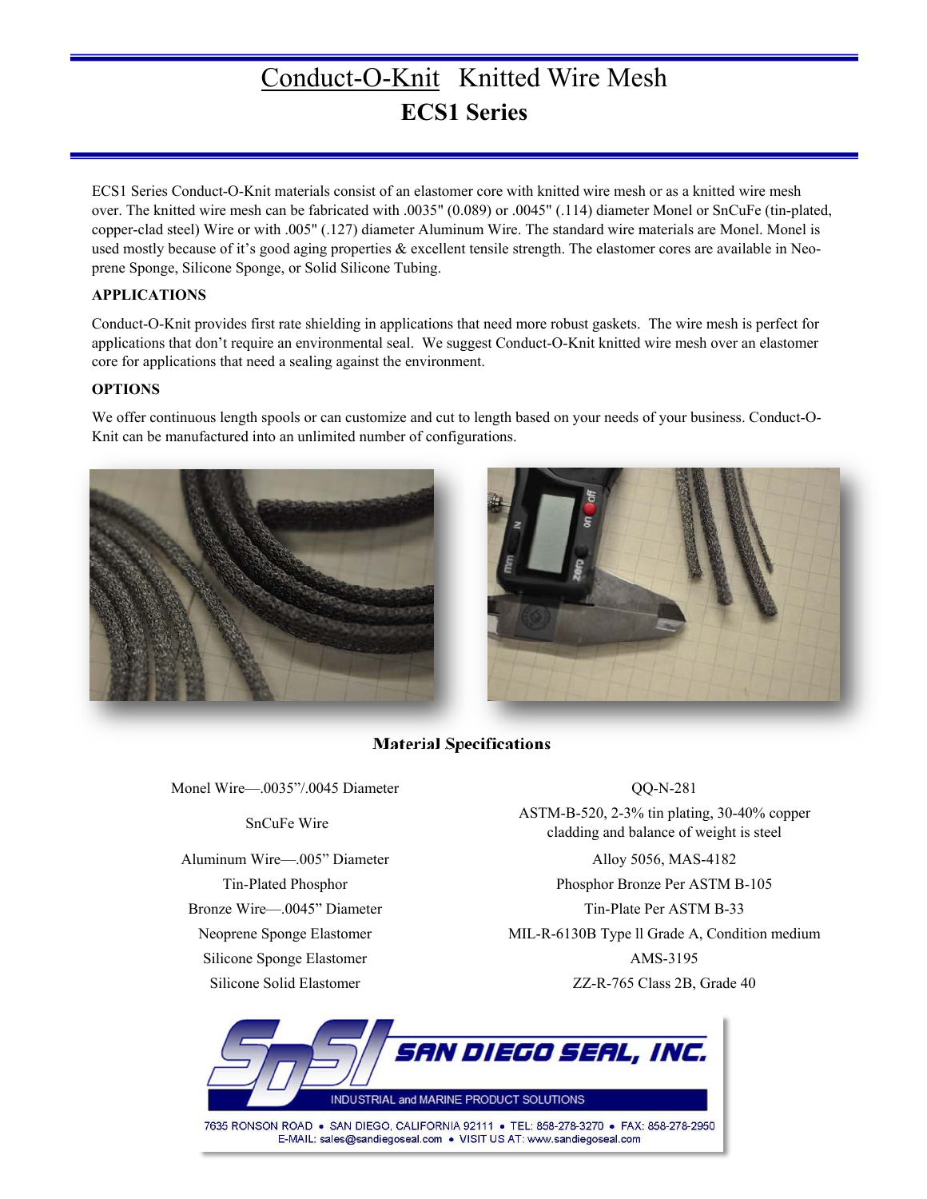# Conduct-O-Knit Knitted Wire Mesh

## ECS1 Series

ECS1 Series Conduct-O-Knit materials consist of an elastomer core with knitted wire mesh or as a knitted wire mesh over. The knitted wire mesh can be fabricated with .0035" (0.089) or .0045" (.114) diameter Monel or SnCuFe (tin-plated, copper-clad steel) Wire or with .005" (.127) diameter Aluminum Wire. The standard wire materials are Monel. Monel is used mostly because of it's good aging properties & excellent tensile strength. The elastomer cores are available in Neoprene Sponge, Silicone Sponge, or Solid Silicone Tubing.

**APPLICATIONS**

Conduct-O-Knit provides first rate shielding in applications that need more robust gaskets. The wire mesh is perfect for applications that don't require an environmental seal. We suggest Conduct-O-Knit knitted wire mesh over an elastomer core for applications that need a sealing against the environment.

**OPTIONS**

We offer continuous length spools or can customize and cut to length based on your needs of your business. Conduct-O-Knit can be manufactured into an unlimited number of configurations.

### Material Specifications

| Material | Specification |
|---|---|
| Monel Wire—.0035"/.0045 Diameter | QQ-N-281 |
| SnCuFe Wire | ASTM-B-520, 2-3% tin plating, 30-40% copper cladding and balance of weight is steel |
| Aluminum Wire—.005" Diameter | Alloy 5056, MAS-4182 |
| Tin-Plated Phosphor | Phosphor Bronze Per ASTM B-105 |
| Bronze Wire—.0045" Diameter | Tin-Plate Per ASTM B-33 |
| Neoprene Sponge Elastomer | MIL-R-6130B Type ll Grade A, Condition medium |
| Silicone Sponge Elastomer | AMS-3195 |
| Silicone Solid Elastomer | ZZ-R-765 Class 2B, Grade 40 |

**SAN DIEGO SEAL, INC.**
INDUSTRIAL and MARINE PRODUCT SOLUTIONS

7635 RONSON ROAD • SAN DIEGO, CALIFORNIA 92111 • TEL: 858-278-3270 • FAX: 858-278-2950
E-MAIL: sales@sandiegoseal.com • VISIT US AT: www.sandiegoseal.com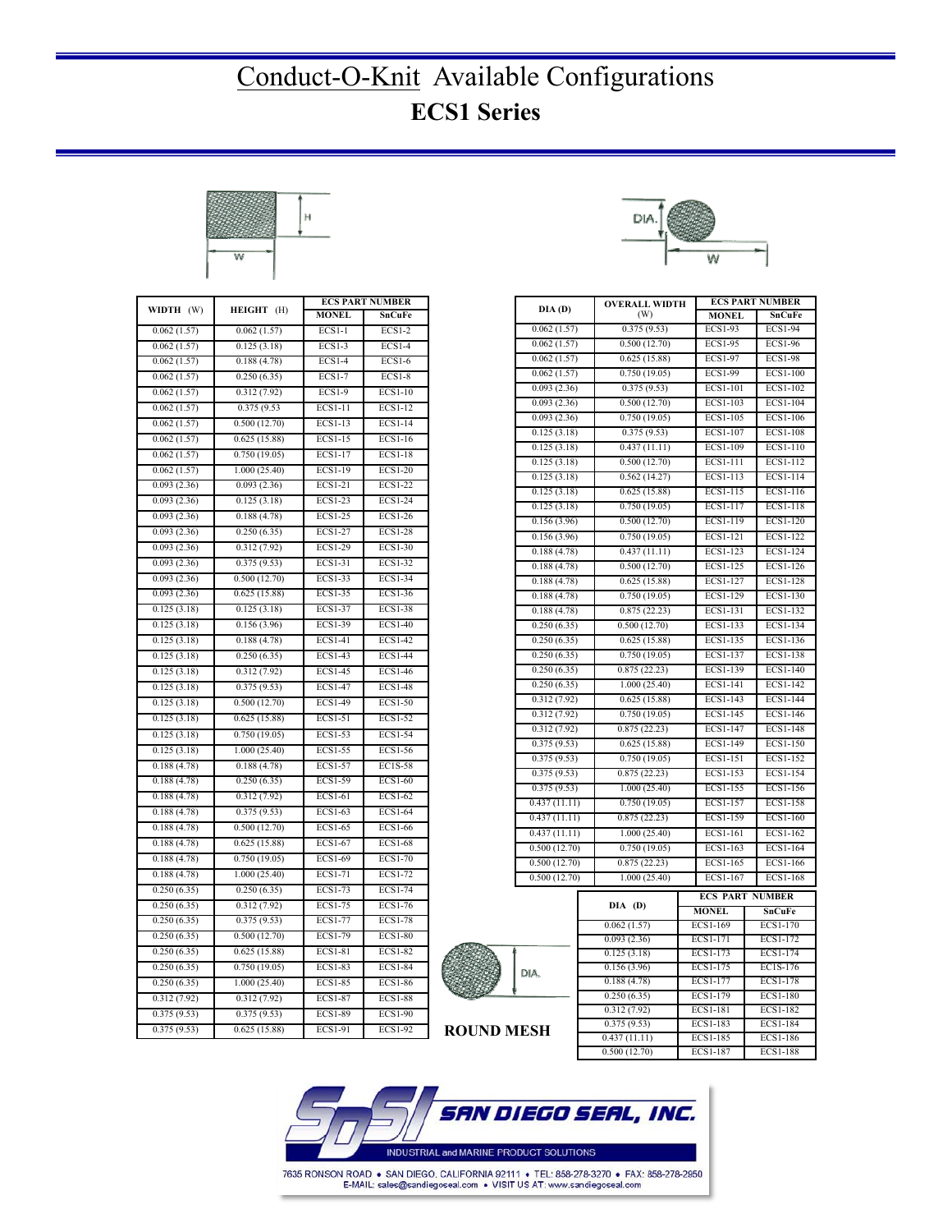# Conduct-O-Knit Available Configurations

## ECS1 Series

| WIDTH (W) | HEIGHT (H) | ECS PART NUMBER | |
|---|---|---|---|
| | | MONEL | SnCuFe |
| 0.062 (1.57) | 0.062 (1.57) | ECS1-1 | ECS1-2 |
| 0.062 (1.57) | 0.125 (3.18) | ECS1-3 | ECS1-4 |
| 0.062 (1.57) | 0.188 (4.78) | ECS1-4 | ECS1-6 |
| 0.062 (1.57) | 0.250 (6.35) | ECS1-7 | ECS1-8 |
| 0.062 (1.57) | 0.312 (7.92) | ECS1-9 | ECS1-10 |
| 0.062 (1.57) | 0.375 (9.53 | ECS1-11 | ECS1-12 |
| 0.062 (1.57) | 0.500 (12.70) | ECS1-13 | ECS1-14 |
| 0.062 (1.57) | 0.625 (15.88) | ECS1-15 | ECS1-16 |
| 0.062 (1.57) | 0.750 (19.05) | ECS1-17 | ECS1-18 |
| 0.062 (1.57) | 1.000 (25.40) | ECS1-19 | ECS1-20 |
| 0.093 (2.36) | 0.093 (2.36) | ECS1-21 | ECS1-22 |
| 0.093 (2.36) | 0.125 (3.18) | ECS1-23 | ECS1-24 |
| 0.093 (2.36) | 0.188 (4.78) | ECS1-25 | ECS1-26 |
| 0.093 (2.36) | 0.250 (6.35) | ECS1-27 | ECS1-28 |
| 0.093 (2.36) | 0.312 (7.92) | ECS1-29 | ECS1-30 |
| 0.093 (2.36) | 0.375 (9.53) | ECS1-31 | ECS1-32 |
| 0.093 (2.36) | 0.500 (12.70) | ECS1-33 | ECS1-34 |
| 0.093 (2.36) | 0.625 (15.88) | ECS1-35 | ECS1-36 |
| 0.125 (3.18) | 0.125 (3.18) | ECS1-37 | ECS1-38 |
| 0.125 (3.18) | 0.156 (3.96) | ECS1-39 | ECS1-40 |
| 0.125 (3.18) | 0.188 (4.78) | ECS1-41 | ECS1-42 |
| 0.125 (3.18) | 0.250 (6.35) | ECS1-43 | ECS1-44 |
| 0.125 (3.18) | 0.312 (7.92) | ECS1-45 | ECS1-46 |
| 0.125 (3.18) | 0.375 (9.53) | ECS1-47 | ECS1-48 |
| 0.125 (3.18) | 0.500 (12.70) | ECS1-49 | ECS1-50 |
| 0.125 (3.18) | 0.625 (15.88) | ECS1-51 | ECS1-52 |
| 0.125 (3.18) | 0.750 (19.05) | ECS1-53 | ECS1-54 |
| 0.125 (3.18) | 1.000 (25.40) | ECS1-55 | ECS1-56 |
| 0.188 (4.78) | 0.188 (4.78) | ECS1-57 | EC1S-58 |
| 0.188 (4.78) | 0.250 (6.35) | ECS1-59 | ECS1-60 |
| 0.188 (4.78) | 0.312 (7.92) | ECS1-61 | ECS1-62 |
| 0.188 (4.78) | 0.375 (9.53) | ECS1-63 | ECS1-64 |
| 0.188 (4.78) | 0.500 (12.70) | ECS1-65 | ECS1-66 |
| 0.188 (4.78) | 0.625 (15.88) | ECS1-67 | ECS1-68 |
| 0.188 (4.78) | 0.750 (19.05) | ECS1-69 | ECS1-70 |
| 0.188 (4.78) | 1.000 (25.40) | ECS1-71 | ECS1-72 |
| 0.250 (6.35) | 0.250 (6.35) | ECS1-73 | ECS1-74 |
| 0.250 (6.35) | 0.312 (7.92) | ECS1-75 | ECS1-76 |
| 0.250 (6.35) | 0.375 (9.53) | ECS1-77 | ECS1-78 |
| 0.250 (6.35) | 0.500 (12.70) | ECS1-79 | ECS1-80 |
| 0.250 (6.35) | 0.625 (15.88) | ECS1-81 | ECS1-82 |
| 0.250 (6.35) | 0.750 (19.05) | ECS1-83 | ECS1-84 |
| 0.250 (6.35) | 1.000 (25.40) | ECS1-85 | ECS1-86 |
| 0.312 (7.92) | 0.312 (7.92) | ECS1-87 | ECS1-88 |
| 0.375 (9.53) | 0.375 (9.53) | ECS1-89 | ECS1-90 |
| 0.375 (9.53) | 0.625 (15.88) | ECS1-91 | ECS1-92 |

| DIA (D) | OVERALL WIDTH (W) | ECS PART NUMBER | |
|---|---|---|---|
| | | MONEL | SnCuFe |
| 0.062 (1.57) | 0.375 (9.53) | ECS1-93 | ECS1-94 |
| 0.062 (1.57) | 0.500 (12.70) | ECS1-95 | ECS1-96 |
| 0.062 (1.57) | 0.625 (15.88) | ECS1-97 | ECS1-98 |
| 0.062 (1.57) | 0.750 (19.05) | ECS1-99 | ECS1-100 |
| 0.093 (2.36) | 0.375 (9.53) | ECS1-101 | ECS1-102 |
| 0.093 (2.36) | 0.500 (12.70) | ECS1-103 | ECS1-104 |
| 0.093 (2.36) | 0.750 (19.05) | ECS1-105 | ECS1-106 |
| 0.125 (3.18) | 0.375 (9.53) | ECS1-107 | ECS1-108 |
| 0.125 (3.18) | 0.437 (11.11) | ECS1-109 | ECS1-110 |
| 0.125 (3.18) | 0.500 (12.70) | ECS1-111 | ECS1-112 |
| 0.125 (3.18) | 0.562 (14.27) | ECS1-113 | ECS1-114 |
| 0.125 (3.18) | 0.625 (15.88) | ECS1-115 | ECS1-116 |
| 0.125 (3.18) | 0.750 (19.05) | ECS1-117 | ECS1-118 |
| 0.156 (3.96) | 0.500 (12.70) | ECS1-119 | ECS1-120 |
| 0.156 (3.96) | 0.750 (19.05) | ECS1-121 | ECS1-122 |
| 0.188 (4.78) | 0.437 (11.11) | ECS1-123 | ECS1-124 |
| 0.188 (4.78) | 0.500 (12.70) | ECS1-125 | ECS1-126 |
| 0.188 (4.78) | 0.625 (15.88) | ECS1-127 | ECS1-128 |
| 0.188 (4.78) | 0.750 (19.05) | ECS1-129 | ECS1-130 |
| 0.188 (4.78) | 0.875 (22.23) | ECS1-131 | ECS1-132 |
| 0.250 (6.35) | 0.500 (12.70) | ECS1-133 | ECS1-134 |
| 0.250 (6.35) | 0.625 (15.88) | ECS1-135 | ECS1-136 |
| 0.250 (6.35) | 0.750 (19.05) | ECS1-137 | ECS1-138 |
| 0.250 (6.35) | 0.875 (22.23) | ECS1-139 | ECS1-140 |
| 0.250 (6.35) | 1.000 (25.40) | ECS1-141 | ECS1-142 |
| 0.312 (7.92) | 0.625 (15.88) | ECS1-143 | ECS1-144 |
| 0.312 (7.92) | 0.750 (19.05) | ECS1-145 | ECS1-146 |
| 0.312 (7.92) | 0.875 (22.23) | ECS1-147 | ECS1-148 |
| 0.375 (9.53) | 0.625 (15.88) | ECS1-149 | ECS1-150 |
| 0.375 (9.53) | 0.750 (19.05) | ECS1-151 | ECS1-152 |
| 0.375 (9.53) | 0.875 (22.23) | ECS1-153 | ECS1-154 |
| 0.375 (9.53) | 1.000 (25.40) | ECS1-155 | ECS1-156 |
| 0.437 (11.11) | 0.750 (19.05) | ECS1-157 | ECS1-158 |
| 0.437 (11.11) | 0.875 (22.23) | ECS1-159 | ECS1-160 |
| 0.437 (11.11) | 1.000 (25.40) | ECS1-161 | ECS1-162 |
| 0.500 (12.70) | 0.750 (19.05) | ECS1-163 | ECS1-164 |
| 0.500 (12.70) | 0.875 (22.23) | ECS1-165 | ECS1-166 |
| 0.500 (12.70) | 1.000 (25.40) | ECS1-167 | ECS1-168 |

**ROUND MESH**

| DIA (D) | ECS PART NUMBER | |
|---|---|---|
| | MONEL | SnCuFe |
| 0.062 (1.57) | ECS1-169 | ECS1-170 |
| 0.093 (2.36) | ECS1-171 | ECS1-172 |
| 0.125 (3.18) | ECS1-173 | ECS1-174 |
| 0.156 (3.96) | ECS1-175 | ECIS-176 |
| 0.188 (4.78) | ECS1-177 | ECS1-178 |
| 0.250 (6.35) | ECS1-179 | ECS1-180 |
| 0.312 (7.92) | ECS1-181 | ECS1-182 |
| 0.375 (9.53) | ECS1-183 | ECS1-184 |
| 0.437 (11.11) | ECS1-185 | ECS1-186 |
| 0.500 (12.70) | ECS1-187 | ECS1-188 |

**SAN DIEGO SEAL, INC.**
INDUSTRIAL and MARINE PRODUCT SOLUTIONS

7635 RONSON ROAD • SAN DIEGO, CALIFORNIA 92111 • TEL: 858-278-3270 • FAX: 858-278-2850
E-MAIL: sales@sandiegoseal.com • VISIT US AT: www.sandiegoseal.com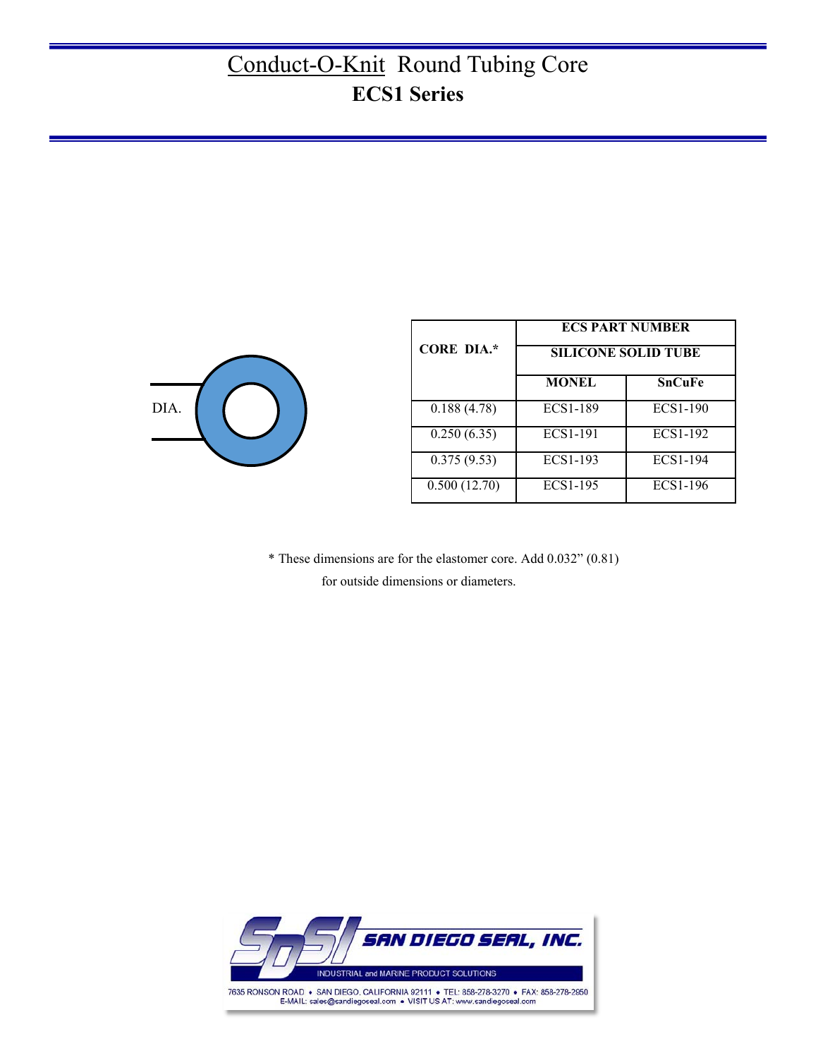# Conduct-O-Knit Round Tubing Core

## ECS1 Series

DIA.

| CORE DIA.* | ECS PART NUMBER | |
|---|---|---|
| | SILICONE SOLID TUBE | |
| | MONEL | SnCuFe |
| 0.188 (4.78) | ECS1-189 | ECS1-190 |
| 0.250 (6.35) | ECS1-191 | ECS1-192 |
| 0.375 (9.53) | ECS1-193 | ECS1-194 |
| 0.500 (12.70) | ECS1-195 | ECS1-196 |

* These dimensions are for the elastomer core. Add 0.032" (0.81) for outside dimensions or diameters.

SAN DIEGO SEAL, INC.

INDUSTRIAL and MARINE PRODUCT SOLUTIONS

7635 RONSON ROAD • SAN DIEGO, CALIFORNIA 92111 • TEL: 858-278-3270 • FAX: 858-278-2850
E-MAIL: sales@sandiegoseal.com • VISIT US AT: www.sandiegoseal.com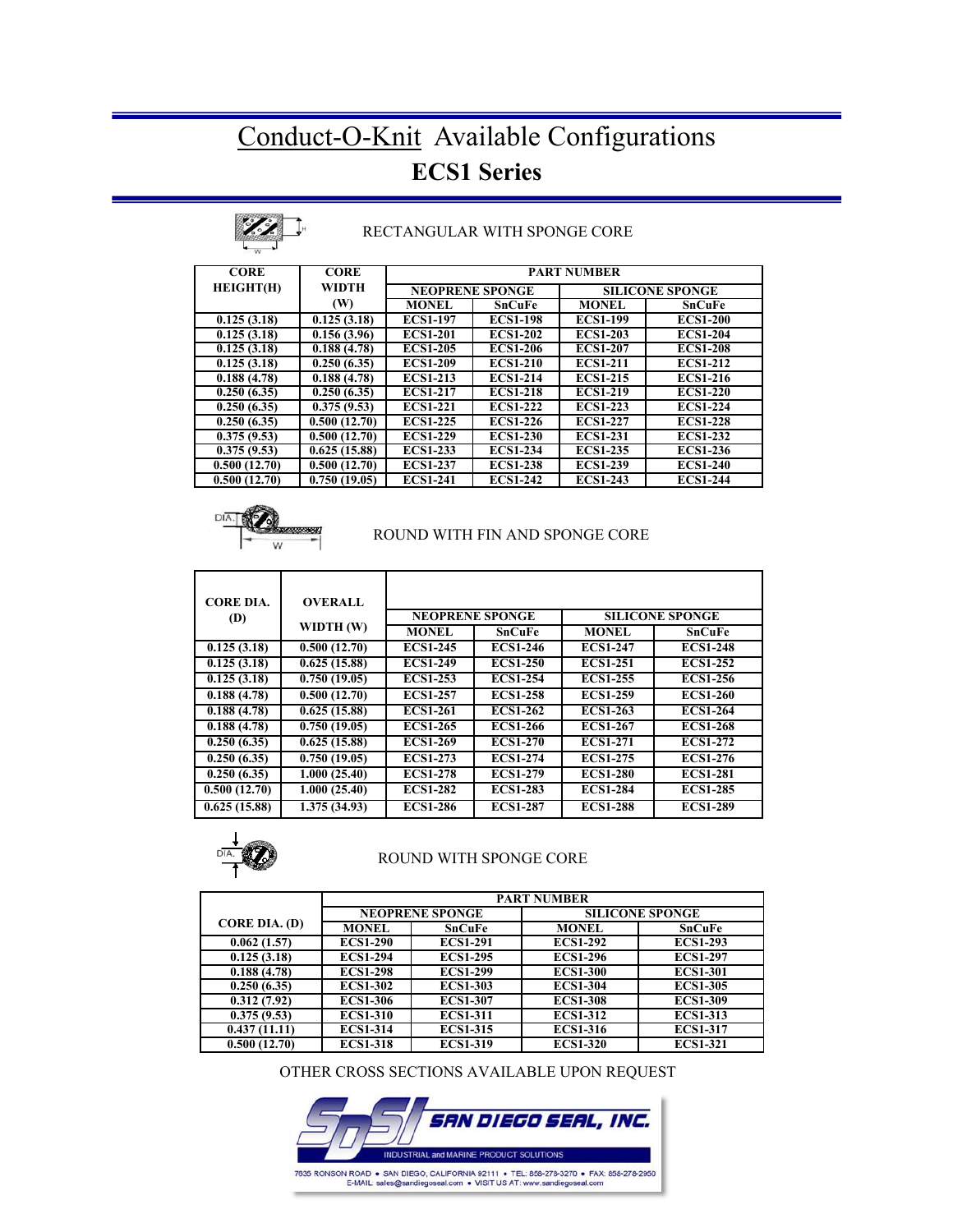# Conduct-O-Knit Available Configurations

## ECS1 Series

RECTANGULAR WITH SPONGE CORE

| CORE HEIGHT(H) | CORE WIDTH (W) | PART NUMBER | | | |
|---|---|---|---|---|---|
| | | NEOPRENE SPONGE | | SILICONE SPONGE | |
| | | MONEL | SnCuFe | MONEL | SnCuFe |
| 0.125 (3.18) | 0.125 (3.18) | ECS1-197 | ECS1-198 | ECS1-199 | ECS1-200 |
| 0.125 (3.18) | 0.156 (3.96) | ECS1-201 | ECS1-202 | ECS1-203 | ECS1-204 |
| 0.125 (3.18) | 0.188 (4.78) | ECS1-205 | ECS1-206 | ECS1-207 | ECS1-208 |
| 0.125 (3.18) | 0.250 (6.35) | ECS1-209 | ECS1-210 | ECS1-211 | ECS1-212 |
| 0.188 (4.78) | 0.188 (4.78) | ECS1-213 | ECS1-214 | ECS1-215 | ECS1-216 |
| 0.250 (6.35) | 0.250 (6.35) | ECS1-217 | ECS1-218 | ECS1-219 | ECS1-220 |
| 0.250 (6.35) | 0.375 (9.53) | ECS1-221 | ECS1-222 | ECS1-223 | ECS1-224 |
| 0.250 (6.35) | 0.500 (12.70) | ECS1-225 | ECS1-226 | ECS1-227 | ECS1-228 |
| 0.375 (9.53) | 0.500 (12.70) | ECS1-229 | ECS1-230 | ECS1-231 | ECS1-232 |
| 0.375 (9.53) | 0.625 (15.88) | ECS1-233 | ECS1-234 | ECS1-235 | ECS1-236 |
| 0.500 (12.70) | 0.500 (12.70) | ECS1-237 | ECS1-238 | ECS1-239 | ECS1-240 |
| 0.500 (12.70) | 0.750 (19.05) | ECS1-241 | ECS1-242 | ECS1-243 | ECS1-244 |

ROUND WITH FIN AND SPONGE CORE

| CORE DIA. (D) | OVERALL WIDTH (W) | NEOPRENE SPONGE | | SILICONE SPONGE | |
|---|---|---|---|---|---|
| | | MONEL | SnCuFe | MONEL | SnCuFe |
| 0.125 (3.18) | 0.500 (12.70) | ECS1-245 | ECS1-246 | ECS1-247 | ECS1-248 |
| 0.125 (3.18) | 0.625 (15.88) | ECS1-249 | ECS1-250 | ECS1-251 | ECS1-252 |
| 0.125 (3.18) | 0.750 (19.05) | ECS1-253 | ECS1-254 | ECS1-255 | ECS1-256 |
| 0.188 (4.78) | 0.500 (12.70) | ECS1-257 | ECS1-258 | ECS1-259 | ECS1-260 |
| 0.188 (4.78) | 0.625 (15.88) | ECS1-261 | ECS1-262 | ECS1-263 | ECS1-264 |
| 0.188 (4.78) | 0.750 (19.05) | ECS1-265 | ECS1-266 | ECS1-267 | ECS1-268 |
| 0.250 (6.35) | 0.625 (15.88) | ECS1-269 | ECS1-270 | ECS1-271 | ECS1-272 |
| 0.250 (6.35) | 0.750 (19.05) | ECS1-273 | ECS1-274 | ECS1-275 | ECS1-276 |
| 0.250 (6.35) | 1.000 (25.40) | ECS1-278 | ECS1-279 | ECS1-280 | ECS1-281 |
| 0.500 (12.70) | 1.000 (25.40) | ECS1-282 | ECS1-283 | ECS1-284 | ECS1-285 |
| 0.625 (15.88) | 1.375 (34.93) | ECS1-286 | ECS1-287 | ECS1-288 | ECS1-289 |

ROUND WITH SPONGE CORE

| CORE DIA. (D) | PART NUMBER | | | |
|---|---|---|---|---|
| | NEOPRENE SPONGE | | SILICONE SPONGE | |
| | MONEL | SnCuFe | MONEL | SnCuFe |
| 0.062 (1.57) | ECS1-290 | ECS1-291 | ECS1-292 | ECS1-293 |
| 0.125 (3.18) | ECS1-294 | ECS1-295 | ECS1-296 | ECS1-297 |
| 0.188 (4.78) | ECS1-298 | ECS1-299 | ECS1-300 | ECS1-301 |
| 0.250 (6.35) | ECS1-302 | ECS1-303 | ECS1-304 | ECS1-305 |
| 0.312 (7.92) | ECS1-306 | ECS1-307 | ECS1-308 | ECS1-309 |
| 0.375 (9.53) | ECS1-310 | ECS1-311 | ECS1-312 | ECS1-313 |
| 0.437 (11.11) | ECS1-314 | ECS1-315 | ECS1-316 | ECS1-317 |
| 0.500 (12.70) | ECS1-318 | ECS1-319 | ECS1-320 | ECS1-321 |

OTHER CROSS SECTIONS AVAILABLE UPON REQUEST

SAN DIEGO SEAL, INC.

INDUSTRIAL and MARINE PRODUCT SOLUTIONS

7635 RONSON ROAD • SAN DIEGO, CALIFORNIA 92111 • TEL: 858-278-3270 • FAX: 858-278-2950
E-MAIL: sales@sandiegoseal.com • VISIT US AT: www.sandiegoseal.com